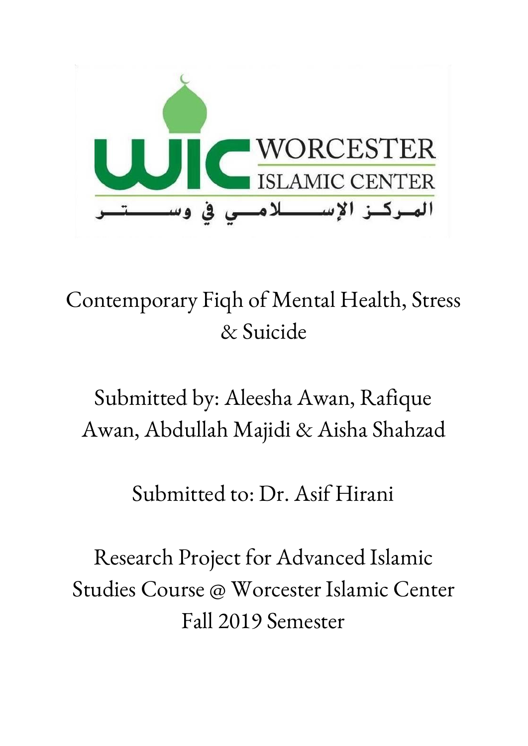WORCESTER ISLAMIC CENTER

المـركـز الإسـلامـي في وسـتـر

# Contemporary Fiqh of Mental Health, Stress & Suicide

Submitted by: Aleesha Awan, Rafique Awan, Abdullah Majidi & Aisha Shahzad

Submitted to: Dr. Asif Hirani

Research Project for Advanced Islamic Studies Course @ Worcester Islamic Center Fall 2019 Semester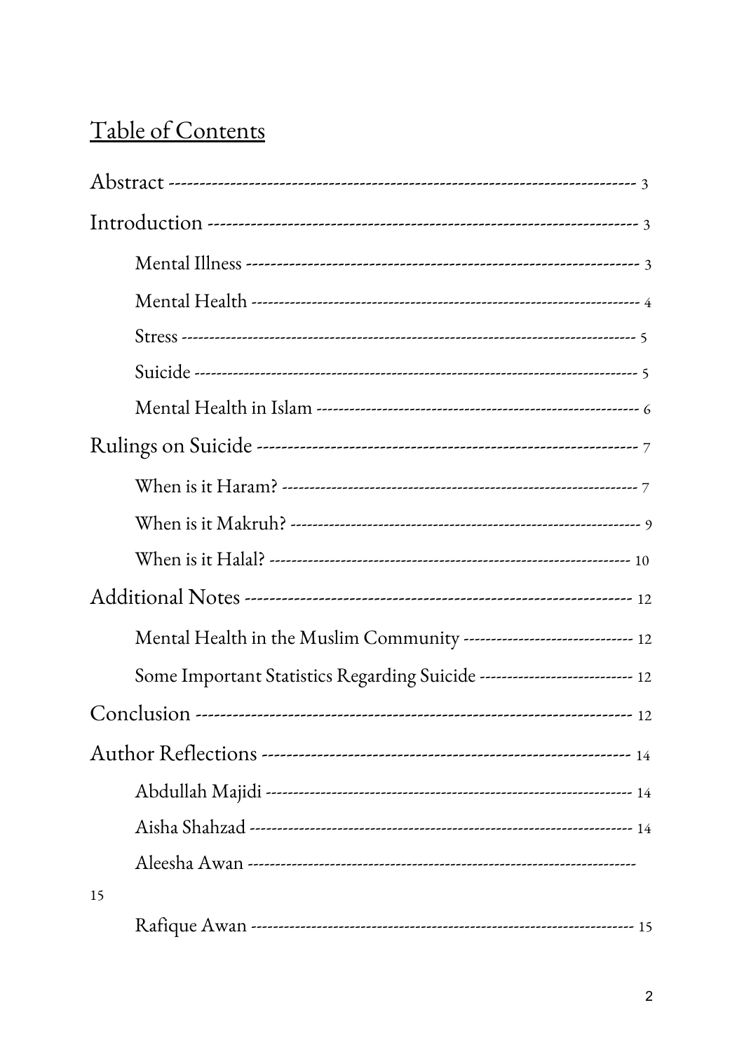## Table of Contents

Abstract ---------------------------------------------------------------------------- 3

Introduction ---------------------------------------------------------------------- 3

- Mental Illness ---------------------------------------------------------------- 3
- Mental Health ------------------------------------------------------------------ 4
- Stress ------------------------------------------------------------------------------- 5
- Suicide ----------------------------------------------------------------------------- 5
- Mental Health in Islam ------------------------------------------------------- 6

Rulings on Suicide ------------------------------------------------------------- 7

- When is it Haram? ------------------------------------------------------------ 7
- When is it Makruh? ----------------------------------------------------------- 9
- When is it Halal? ------------------------------------------------------------- 10

Additional Notes ------------------------------------------------------------- 12

- Mental Health in the Muslim Community ------------------------------ 12
- Some Important Statistics Regarding Suicide --------------------------- 12

Conclusion -------------------------------------------------------------------- 12

Author Reflections ---------------------------------------------------------- 14

- Abdullah Majidi --------------------------------------------------------------- 14
- Aisha Shahzad ----------------------------------------------------------------- 14
- Aleesha Awan ------------------------------------------------------------------ 15
- Rafique Awan ------------------------------------------------------------------ 15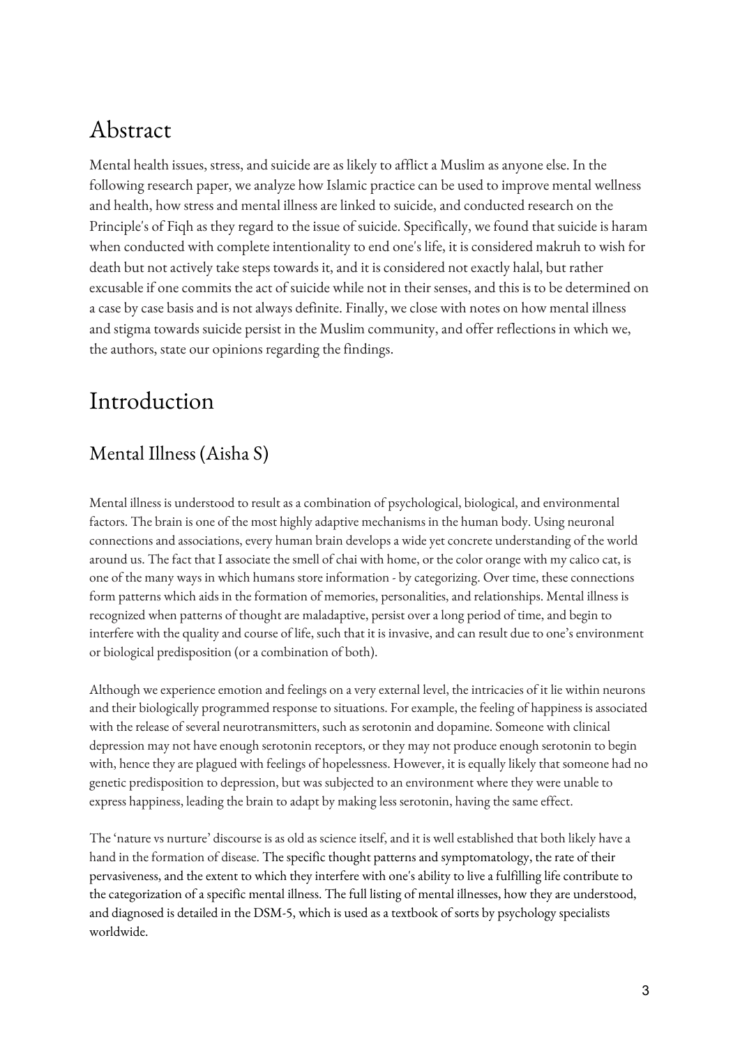## Abstract

Mental health issues, stress, and suicide are as likely to afflict a Muslim as anyone else. In the following research paper, we analyze how Islamic practice can be used to improve mental wellness and health, how stress and mental illness are linked to suicide, and conducted research on the Principle's of Fiqh as they regard to the issue of suicide. Specifically, we found that suicide is haram when conducted with complete intentionality to end one's life, it is considered makruh to wish for death but not actively take steps towards it, and it is considered not exactly halal, but rather excusable if one commits the act of suicide while not in their senses, and this is to be determined on a case by case basis and is not always definite. Finally, we close with notes on how mental illness and stigma towards suicide persist in the Muslim community, and offer reflections in which we, the authors, state our opinions regarding the findings.

## Introduction

### Mental Illness (Aisha S)

Mental illness is understood to result as a combination of psychological, biological, and environmental factors. The brain is one of the most highly adaptive mechanisms in the human body. Using neuronal connections and associations, every human brain develops a wide yet concrete understanding of the world around us. The fact that I associate the smell of chai with home, or the color orange with my calico cat, is one of the many ways in which humans store information - by categorizing. Over time, these connections form patterns which aids in the formation of memories, personalities, and relationships. Mental illness is recognized when patterns of thought are maladaptive, persist over a long period of time, and begin to interfere with the quality and course of life, such that it is invasive, and can result due to one's environment or biological predisposition (or a combination of both).

Although we experience emotion and feelings on a very external level, the intricacies of it lie within neurons and their biologically programmed response to situations. For example, the feeling of happiness is associated with the release of several neurotransmitters, such as serotonin and dopamine. Someone with clinical depression may not have enough serotonin receptors, or they may not produce enough serotonin to begin with, hence they are plagued with feelings of hopelessness. However, it is equally likely that someone had no genetic predisposition to depression, but was subjected to an environment where they were unable to express happiness, leading the brain to adapt by making less serotonin, having the same effect.

The 'nature vs nurture' discourse is as old as science itself, and it is well established that both likely have a hand in the formation of disease. The specific thought patterns and symptomatology, the rate of their pervasiveness, and the extent to which they interfere with one's ability to live a fulfilling life contribute to the categorization of a specific mental illness. The full listing of mental illnesses, how they are understood, and diagnosed is detailed in the DSM-5, which is used as a textbook of sorts by psychology specialists worldwide.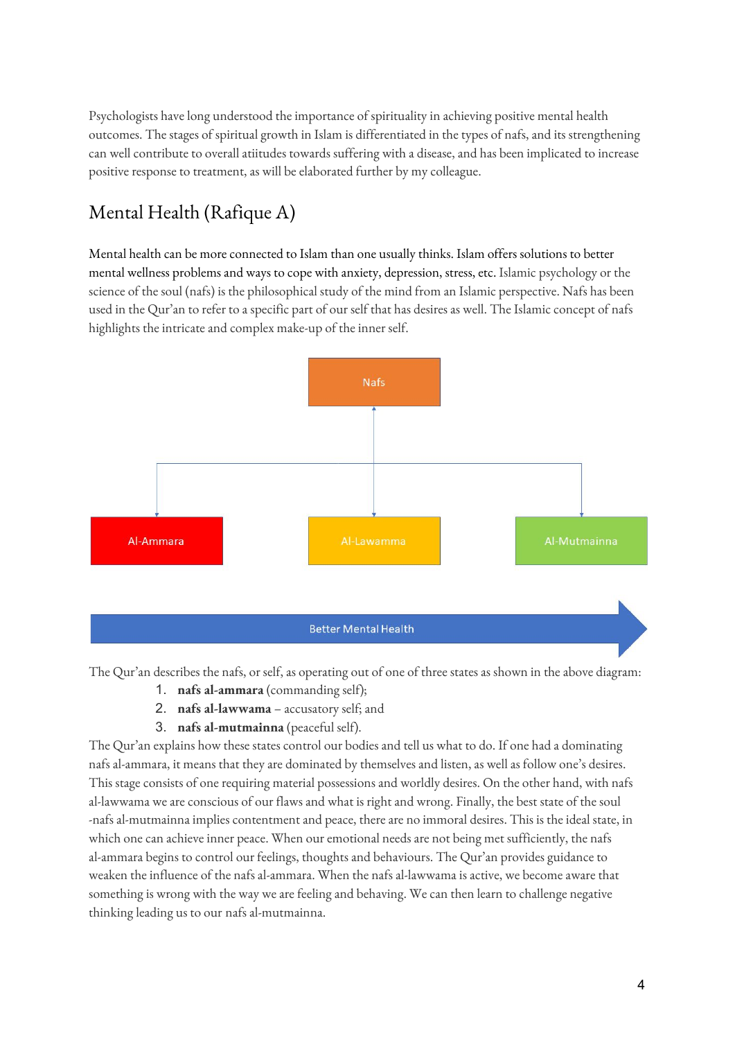Psychologists have long understood the importance of spirituality in achieving positive mental health outcomes. The stages of spiritual growth in Islam is differentiated in the types of nafs, and its strengthening can well contribute to overall atiitudes towards suffering with a disease, and has been implicated to increase positive response to treatment, as will be elaborated further by my colleague.

## Mental Health (Rafique A)

Mental health can be more connected to Islam than one usually thinks. Islam offers solutions to better mental wellness problems and ways to cope with anxiety, depression, stress, etc. Islamic psychology or the science of the soul (nafs) is the philosophical study of the mind from an Islamic perspective. Nafs has been used in the Qur'an to refer to a specific part of our self that has desires as well. The Islamic concept of nafs highlights the intricate and complex make-up of the inner self.

The Qur'an describes the nafs, or self, as operating out of one of three states as shown in the above diagram:

1. **nafs al-ammara** (commanding self);
2. **nafs al-lawwama** – accusatory self; and
3. **nafs al-mutmainna** (peaceful self).

The Qur'an explains how these states control our bodies and tell us what to do. If one had a dominating nafs al-ammara, it means that they are dominated by themselves and listen, as well as follow one's desires. This stage consists of one requiring material possessions and worldly desires. On the other hand, with nafs al-lawwama we are conscious of our flaws and what is right and wrong. Finally, the best state of the soul -nafs al-mutmainna implies contentment and peace, there are no immoral desires. This is the ideal state, in which one can achieve inner peace. When our emotional needs are not being met sufficiently, the nafs al-ammara begins to control our feelings, thoughts and behaviours. The Qur'an provides guidance to weaken the influence of the nafs al-ammara. When the nafs al-lawwama is active, we become aware that something is wrong with the way we are feeling and behaving. We can then learn to challenge negative thinking leading us to our nafs al-mutmainna.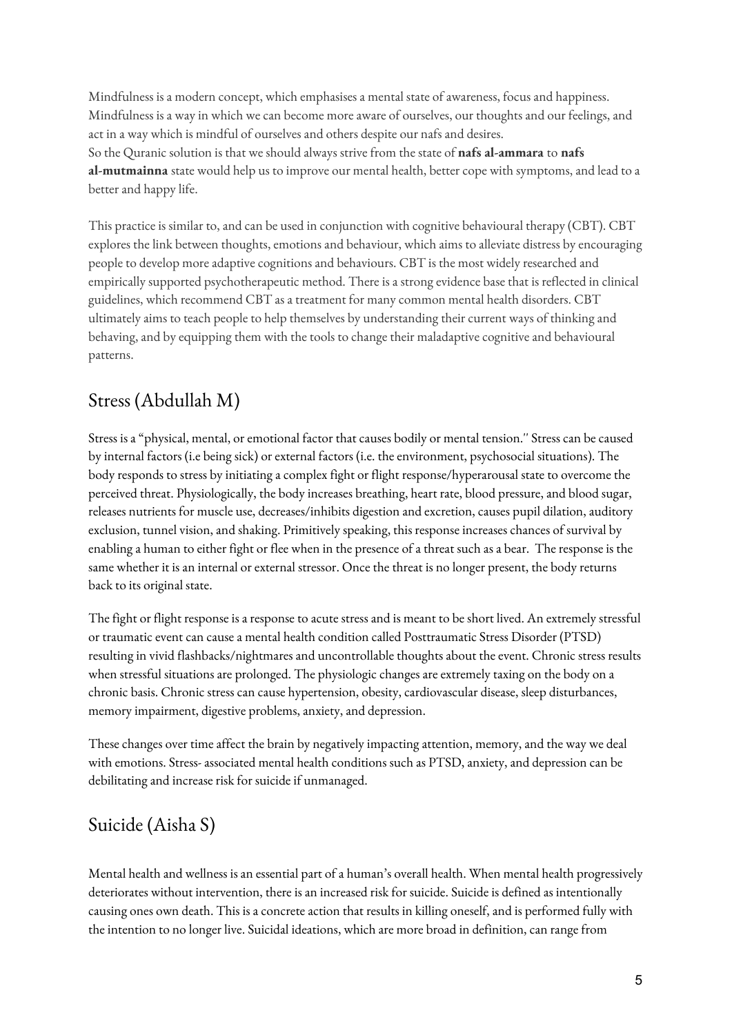Mindfulness is a modern concept, which emphasises a mental state of awareness, focus and happiness. Mindfulness is a way in which we can become more aware of ourselves, our thoughts and our feelings, and act in a way which is mindful of ourselves and others despite our nafs and desires.
So the Quranic solution is that we should always strive from the state of **nafs al-ammara** to **nafs al-mutmainna** state would help us to improve our mental health, better cope with symptoms, and lead to a better and happy life.

This practice is similar to, and can be used in conjunction with cognitive behavioural therapy (CBT). CBT explores the link between thoughts, emotions and behaviour, which aims to alleviate distress by encouraging people to develop more adaptive cognitions and behaviours. CBT is the most widely researched and empirically supported psychotherapeutic method. There is a strong evidence base that is reflected in clinical guidelines, which recommend CBT as a treatment for many common mental health disorders. CBT ultimately aims to teach people to help themselves by understanding their current ways of thinking and behaving, and by equipping them with the tools to change their maladaptive cognitive and behavioural patterns.

## Stress (Abdullah M)

Stress is a "physical, mental, or emotional factor that causes bodily or mental tension." Stress can be caused by internal factors (i.e being sick) or external factors (i.e. the environment, psychosocial situations). The body responds to stress by initiating a complex fight or flight response/hyperarousal state to overcome the perceived threat. Physiologically, the body increases breathing, heart rate, blood pressure, and blood sugar, releases nutrients for muscle use, decreases/inhibits digestion and excretion, causes pupil dilation, auditory exclusion, tunnel vision, and shaking. Primitively speaking, this response increases chances of survival by enabling a human to either fight or flee when in the presence of a threat such as a bear. The response is the same whether it is an internal or external stressor. Once the threat is no longer present, the body returns back to its original state.

The fight or flight response is a response to acute stress and is meant to be short lived. An extremely stressful or traumatic event can cause a mental health condition called Posttraumatic Stress Disorder (PTSD) resulting in vivid flashbacks/nightmares and uncontrollable thoughts about the event. Chronic stress results when stressful situations are prolonged. The physiologic changes are extremely taxing on the body on a chronic basis. Chronic stress can cause hypertension, obesity, cardiovascular disease, sleep disturbances, memory impairment, digestive problems, anxiety, and depression.

These changes over time affect the brain by negatively impacting attention, memory, and the way we deal with emotions. Stress- associated mental health conditions such as PTSD, anxiety, and depression can be debilitating and increase risk for suicide if unmanaged.

## Suicide (Aisha S)

Mental health and wellness is an essential part of a human's overall health. When mental health progressively deteriorates without intervention, there is an increased risk for suicide. Suicide is defined as intentionally causing ones own death. This is a concrete action that results in killing oneself, and is performed fully with the intention to no longer live. Suicidal ideations, which are more broad in definition, can range from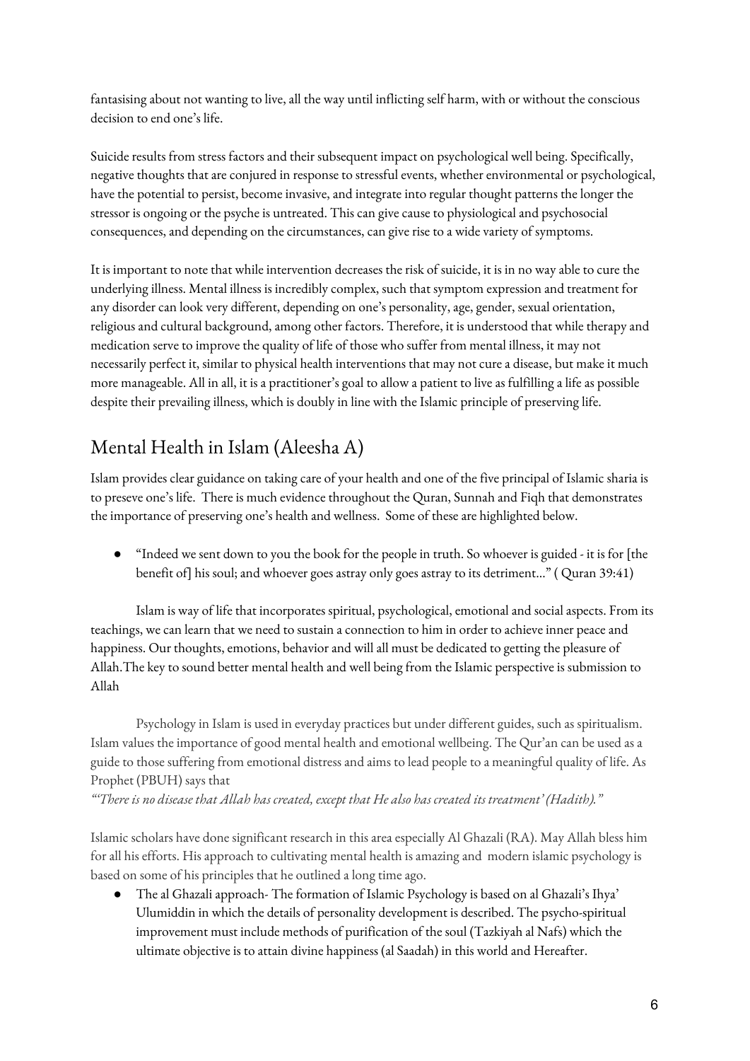fantasising about not wanting to live, all the way until inflicting self harm, with or without the conscious decision to end one's life.

Suicide results from stress factors and their subsequent impact on psychological well being. Specifically, negative thoughts that are conjured in response to stressful events, whether environmental or psychological, have the potential to persist, become invasive, and integrate into regular thought patterns the longer the stressor is ongoing or the psyche is untreated. This can give cause to physiological and psychosocial consequences, and depending on the circumstances, can give rise to a wide variety of symptoms.

It is important to note that while intervention decreases the risk of suicide, it is in no way able to cure the underlying illness. Mental illness is incredibly complex, such that symptom expression and treatment for any disorder can look very different, depending on one's personality, age, gender, sexual orientation, religious and cultural background, among other factors. Therefore, it is understood that while therapy and medication serve to improve the quality of life of those who suffer from mental illness, it may not necessarily perfect it, similar to physical health interventions that may not cure a disease, but make it much more manageable. All in all, it is a practitioner's goal to allow a patient to live as fulfilling a life as possible despite their prevailing illness, which is doubly in line with the Islamic principle of preserving life.

## Mental Health in Islam (Aleesha A)

Islam provides clear guidance on taking care of your health and one of the five principal of Islamic sharia is to preseve one's life. There is much evidence throughout the Quran, Sunnah and Fiqh that demonstrates the importance of preserving one's health and wellness. Some of these are highlighted below.

- "Indeed we sent down to you the book for the people in truth. So whoever is guided - it is for [the benefit of] his soul; and whoever goes astray only goes astray to its detriment..." ( Quran 39:41)

Islam is way of life that incorporates spiritual, psychological, emotional and social aspects. From its teachings, we can learn that we need to sustain a connection to him in order to achieve inner peace and happiness. Our thoughts, emotions, behavior and will all must be dedicated to getting the pleasure of Allah.The key to sound better mental health and well being from the Islamic perspective is submission to Allah

Psychology in Islam is used in everyday practices but under different guides, such as spiritualism. Islam values the importance of good mental health and emotional wellbeing. The Qur'an can be used as a guide to those suffering from emotional distress and aims to lead people to a meaningful quality of life. As Prophet (PBUH) says that

*"'There is no disease that Allah has created, except that He also has created its treatment' (Hadith)."*

Islamic scholars have done significant research in this area especially Al Ghazali (RA). May Allah bless him for all his efforts. His approach to cultivating mental health is amazing and modern islamic psychology is based on some of his principles that he outlined a long time ago.

- The al Ghazali approach- The formation of Islamic Psychology is based on al Ghazali's Ihya' Ulumiddin in which the details of personality development is described. The psycho-spiritual improvement must include methods of purification of the soul (Tazkiyah al Nafs) which the ultimate objective is to attain divine happiness (al Saadah) in this world and Hereafter.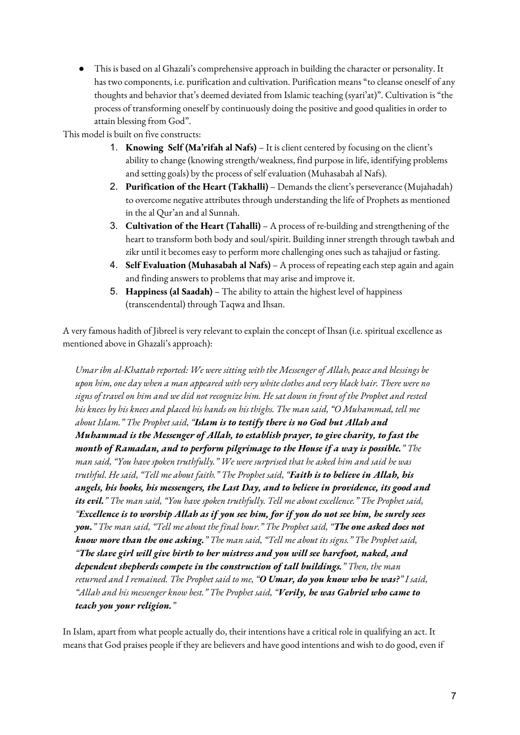- This is based on al Ghazali's comprehensive approach in building the character or personality. It has two components, i.e. purification and cultivation. Purification means "to cleanse oneself of any thoughts and behavior that's deemed deviated from Islamic teaching (syari'at)". Cultivation is "the process of transforming oneself by continuously doing the positive and good qualities in order to attain blessing from God".

This model is built on five constructs:

1. **Knowing Self (Ma'rifah al Nafs)** – It is client centered by focusing on the client's ability to change (knowing strength/weakness, find purpose in life, identifying problems and setting goals) by the process of self evaluation (Muhasabah al Nafs).
2. **Purification of the Heart (Takhalli)** – Demands the client's perseverance (Mujahadah) to overcome negative attributes through understanding the life of Prophets as mentioned in the al Qur'an and al Sunnah.
3. **Cultivation of the Heart (Tahalli)** – A process of re-building and strengthening of the heart to transform both body and soul/spirit. Building inner strength through tawbah and zikr until it becomes easy to perform more challenging ones such as tahajjud or fasting.
4. **Self Evaluation (Muhasabah al Nafs)** – A process of repeating each step again and again and finding answers to problems that may arise and improve it.
5. **Happiness (al Saadah)** – The ability to attain the highest level of happiness (transcendental) through Taqwa and Ihsan.

A very famous hadith of Jibreel is very relevant to explain the concept of Ihsan (i.e. spiritual excellence as mentioned above in Ghazali's approach):

> *Umar ibn al-Khattab reported: We were sitting with the Messenger of Allah, peace and blessings be upon him, one day when a man appeared with very white clothes and very black hair. There were no signs of travel on him and we did not recognize him. He sat down in front of the Prophet and rested his knees by his knees and placed his hands on his thighs. The man said, "O Muhammad, tell me about Islam." The Prophet said, "**Islam is to testify there is no God but Allah and Muhammad is the Messenger of Allah, to establish prayer, to give charity, to fast the month of Ramadan, and to perform pilgrimage to the House if a way is possible.**" The man said, "You have spoken truthfully." We were surprised that he asked him and said he was truthful. He said, "Tell me about faith." The Prophet said, "**Faith is to believe in Allah, his angels, his books, his messengers, the Last Day, and to believe in providence, its good and its evil.**" The man said, "You have spoken truthfully. Tell me about excellence." The Prophet said, "**Excellence is to worship Allah as if you see him, for if you do not see him, he surely sees you.**" The man said, "Tell me about the final hour." The Prophet said, "**The one asked does not know more than the one asking.**" The man said, "Tell me about its signs." The Prophet said, "**The slave girl will give birth to her mistress and you will see barefoot, naked, and dependent shepherds compete in the construction of tall buildings.**" Then, the man returned and I remained. The Prophet said to me, "**O Umar, do you know who he was?**" I said, "Allah and his messenger know best." The Prophet said, "**Verily, he was Gabriel who came to teach you your religion.**"*

In Islam, apart from what people actually do, their intentions have a critical role in qualifying an act. It means that God praises people if they are believers and have good intentions and wish to do good, even if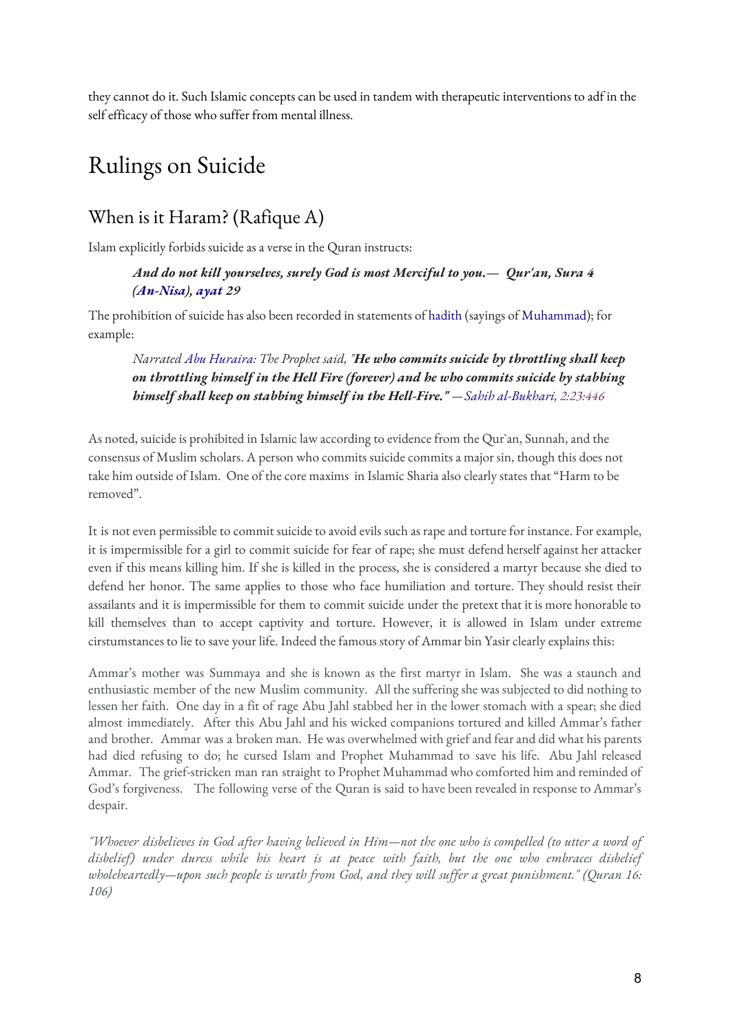they cannot do it. Such Islamic concepts can be used in tandem with therapeutic interventions to adf in the self efficacy of those who suffer from mental illness.

# Rulings on Suicide

## When is it Haram? (Rafique A)

Islam explicitly forbids suicide as a verse in the Quran instructs:

> ***And do not kill yourselves, surely God is most Merciful to you.— Qur'an, Sura 4 (An-Nisa), ayat 29***

The prohibition of suicide has also been recorded in statements of hadith (sayings of Muhammad); for example:

> *Narrated Abu Huraira: The Prophet said, "**He who commits suicide by throttling shall keep on throttling himself in the Hell Fire (forever) and he who commits suicide by stabbing himself shall keep on stabbing himself in the Hell-Fire."** —Sahih al-Bukhari, 2:23:446*

As noted, suicide is prohibited in Islamic law according to evidence from the Qur`an, Sunnah, and the consensus of Muslim scholars. A person who commits suicide commits a major sin, though this does not take him outside of Islam. One of the core maxims in Islamic Sharia also clearly states that "Harm to be removed".

It is not even permissible to commit suicide to avoid evils such as rape and torture for instance. For example, it is impermissible for a girl to commit suicide for fear of rape; she must defend herself against her attacker even if this means killing him. If she is killed in the process, she is considered a martyr because she died to defend her honor. The same applies to those who face humiliation and torture. They should resist their assailants and it is impermissible for them to commit suicide under the pretext that it is more honorable to kill themselves than to accept captivity and torture. However, it is allowed in Islam under extreme cirstumstances to lie to save your life. Indeed the famous story of Ammar bin Yasir clearly explains this:

Ammar's mother was Summaya and she is known as the first martyr in Islam. She was a staunch and enthusiastic member of the new Muslim community. All the suffering she was subjected to did nothing to lessen her faith. One day in a fit of rage Abu Jahl stabbed her in the lower stomach with a spear; she died almost immediately. After this Abu Jahl and his wicked companions tortured and killed Ammar's father and brother. Ammar was a broken man. He was overwhelmed with grief and fear and did what his parents had died refusing to do; he cursed Islam and Prophet Muhammad to save his life. Abu Jahl released Ammar. The grief-stricken man ran straight to Prophet Muhammad who comforted him and reminded of God's forgiveness. The following verse of the Quran is said to have been revealed in response to Ammar's despair.

*"Whoever disbelieves in God after having believed in Him—not the one who is compelled (to utter a word of disbelief) under duress while his heart is at peace with faith, but the one who embraces disbelief wholeheartedly—upon such people is wrath from God, and they will suffer a great punishment." (Quran 16: 106)*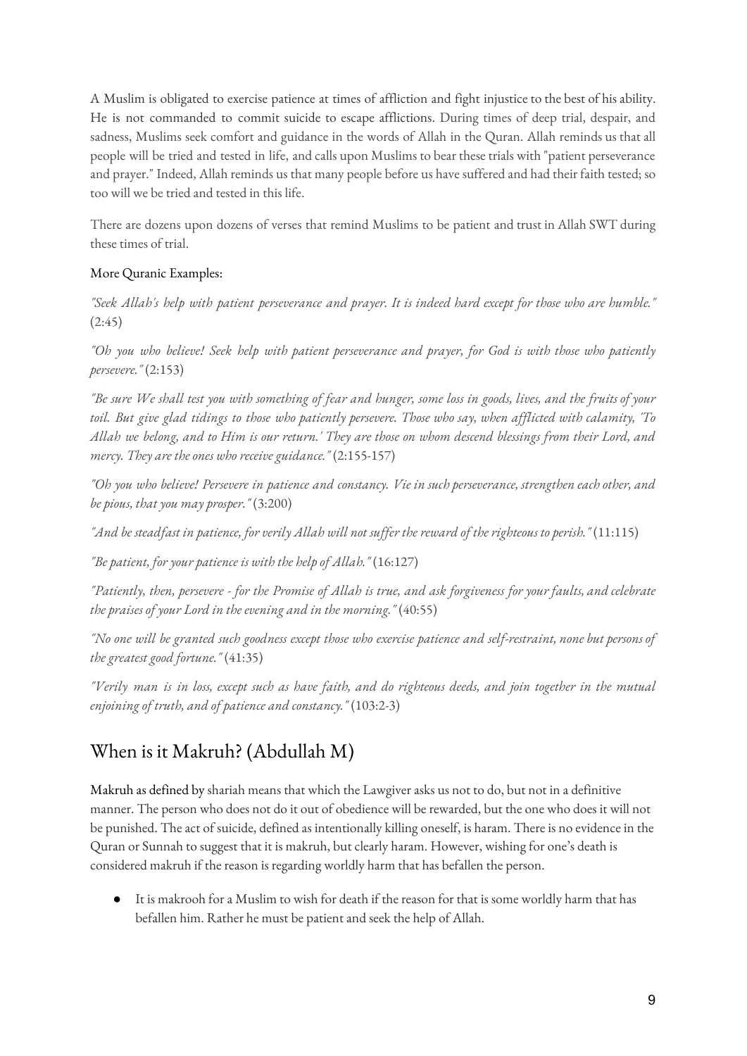A Muslim is obligated to exercise patience at times of affliction and fight injustice to the best of his ability. He is not commanded to commit suicide to escape afflictions. During times of deep trial, despair, and sadness, Muslims seek comfort and guidance in the words of Allah in the Quran. Allah reminds us that all people will be tried and tested in life, and calls upon Muslims to bear these trials with "patient perseverance and prayer." Indeed, Allah reminds us that many people before us have suffered and had their faith tested; so too will we be tried and tested in this life.

There are dozens upon dozens of verses that remind Muslims to be patient and trust in Allah SWT during these times of trial.

More Quranic Examples:

*"Seek Allah's help with patient perseverance and prayer. It is indeed hard except for those who are humble."* (2:45)

*"Oh you who believe! Seek help with patient perseverance and prayer, for God is with those who patiently persevere."* (2:153)

*"Be sure We shall test you with something of fear and hunger, some loss in goods, lives, and the fruits of your toil. But give glad tidings to those who patiently persevere. Those who say, when afflicted with calamity, 'To Allah we belong, and to Him is our return.' They are those on whom descend blessings from their Lord, and mercy. They are the ones who receive guidance."* (2:155-157)

*"Oh you who believe! Persevere in patience and constancy. Vie in such perseverance, strengthen each other, and be pious, that you may prosper."* (3:200)

*"And be steadfast in patience, for verily Allah will not suffer the reward of the righteous to perish."* (11:115)

*"Be patient, for your patience is with the help of Allah."* (16:127)

*"Patiently, then, persevere - for the Promise of Allah is true, and ask forgiveness for your faults, and celebrate the praises of your Lord in the evening and in the morning."* (40:55)

*"No one will be granted such goodness except those who exercise patience and self-restraint, none but persons of the greatest good fortune."* (41:35)

*"Verily man is in loss, except such as have faith, and do righteous deeds, and join together in the mutual enjoining of truth, and of patience and constancy."* (103:2-3)

## When is it Makruh? (Abdullah M)

Makruh as defined by shariah means that which the Lawgiver asks us not to do, but not in a definitive manner. The person who does not do it out of obedience will be rewarded, but the one who does it will not be punished. The act of suicide, defined as intentionally killing oneself, is haram. There is no evidence in the Quran or Sunnah to suggest that it is makruh, but clearly haram. However, wishing for one's death is considered makruh if the reason is regarding worldly harm that has befallen the person.

- It is makrooh for a Muslim to wish for death if the reason for that is some worldly harm that has befallen him. Rather he must be patient and seek the help of Allah.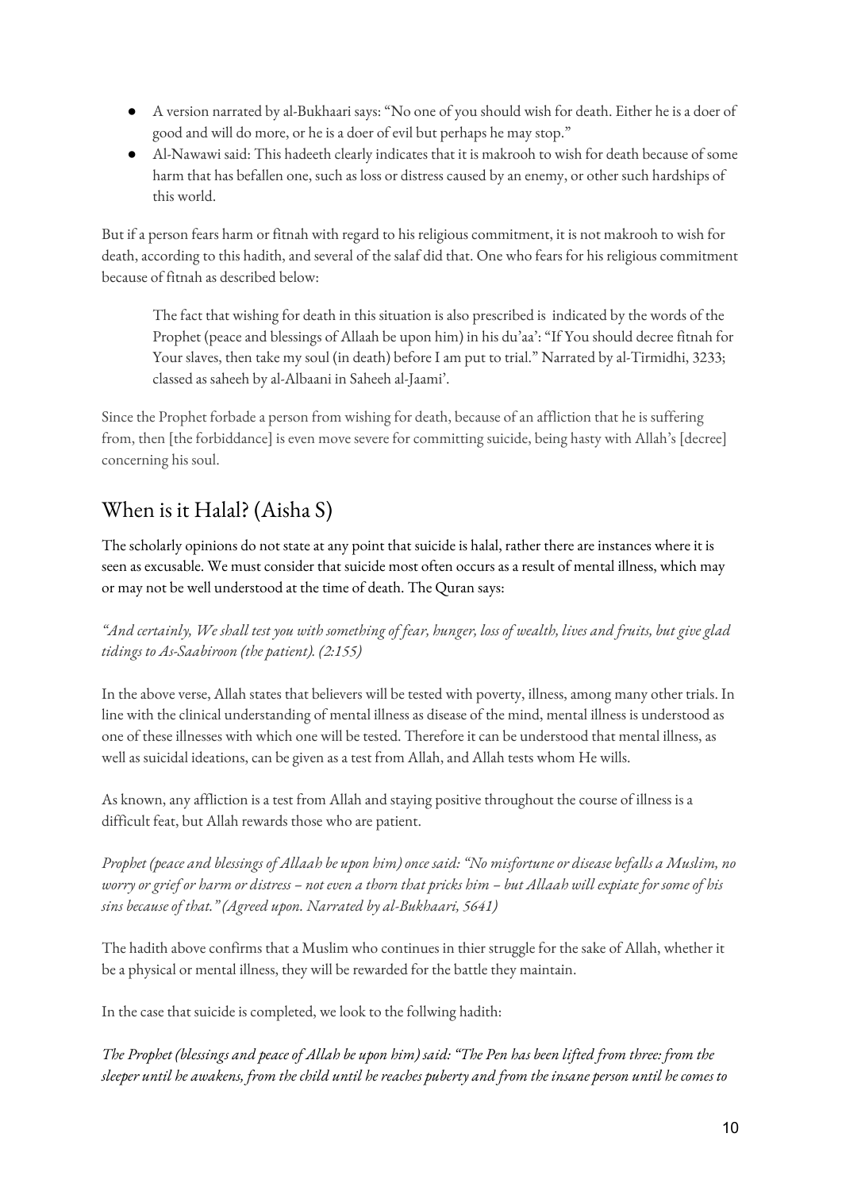- A version narrated by al-Bukhaari says: "No one of you should wish for death. Either he is a doer of good and will do more, or he is a doer of evil but perhaps he may stop."
- Al-Nawawi said: This hadeeth clearly indicates that it is makrooh to wish for death because of some harm that has befallen one, such as loss or distress caused by an enemy, or other such hardships of this world.

But if a person fears harm or fitnah with regard to his religious commitment, it is not makrooh to wish for death, according to this hadith, and several of the salaf did that. One who fears for his religious commitment because of fitnah as described below:

> The fact that wishing for death in this situation is also prescribed is indicated by the words of the Prophet (peace and blessings of Allaah be upon him) in his du'aa': "If You should decree fitnah for Your slaves, then take my soul (in death) before I am put to trial." Narrated by al-Tirmidhi, 3233; classed as saheeh by al-Albaani in Saheeh al-Jaami'.

Since the Prophet forbade a person from wishing for death, because of an affliction that he is suffering from, then [the forbiddance] is even move severe for committing suicide, being hasty with Allah's [decree] concerning his soul.

## When is it Halal? (Aisha S)

The scholarly opinions do not state at any point that suicide is halal, rather there are instances where it is seen as excusable. We must consider that suicide most often occurs as a result of mental illness, which may or may not be well understood at the time of death. The Quran says:

*"And certainly, We shall test you with something of fear, hunger, loss of wealth, lives and fruits, but give glad tidings to As-Saabiroon (the patient). (2:155)*

In the above verse, Allah states that believers will be tested with poverty, illness, among many other trials. In line with the clinical understanding of mental illness as disease of the mind, mental illness is understood as one of these illnesses with which one will be tested. Therefore it can be understood that mental illness, as well as suicidal ideations, can be given as a test from Allah, and Allah tests whom He wills.

As known, any affliction is a test from Allah and staying positive throughout the course of illness is a difficult feat, but Allah rewards those who are patient.

*Prophet (peace and blessings of Allaah be upon him) once said: "No misfortune or disease befalls a Muslim, no worry or grief or harm or distress – not even a thorn that pricks him – but Allaah will expiate for some of his sins because of that." (Agreed upon. Narrated by al-Bukhaari, 5641)*

The hadith above confirms that a Muslim who continues in thier struggle for the sake of Allah, whether it be a physical or mental illness, they will be rewarded for the battle they maintain.

In the case that suicide is completed, we look to the follwing hadith:

*The Prophet (blessings and peace of Allah be upon him) said: "The Pen has been lifted from three: from the sleeper until he awakens, from the child until he reaches puberty and from the insane person until he comes to*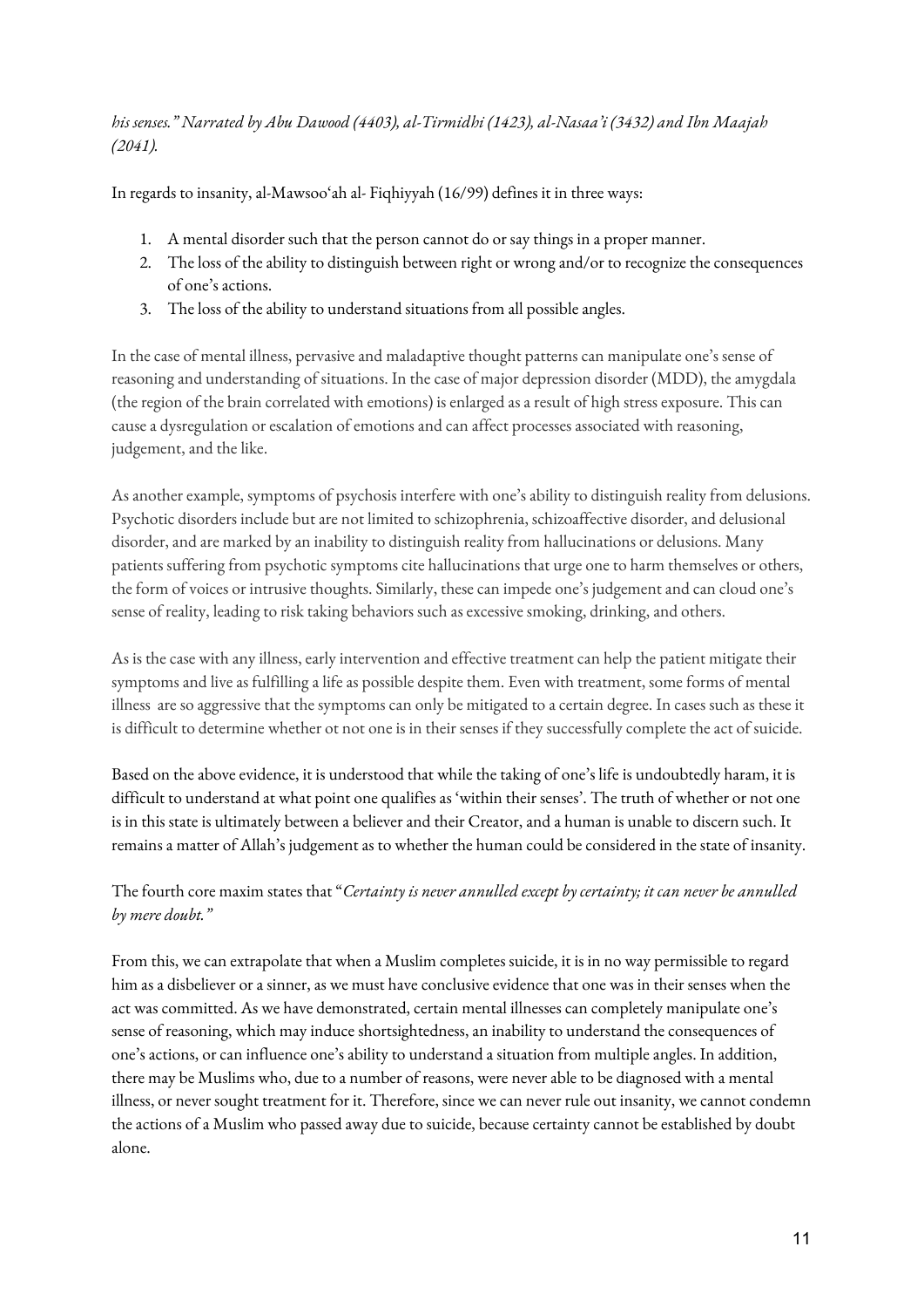*his senses." Narrated by Abu Dawood (4403), al-Tirmidhi (1423), al-Nasaa'i (3432) and Ibn Maajah (2041).*

In regards to insanity, al-Mawsoo'ah al- Fiqhiyyah (16/99) defines it in three ways:

1. A mental disorder such that the person cannot do or say things in a proper manner.
2. The loss of the ability to distinguish between right or wrong and/or to recognize the consequences of one's actions.
3. The loss of the ability to understand situations from all possible angles.

In the case of mental illness, pervasive and maladaptive thought patterns can manipulate one's sense of reasoning and understanding of situations. In the case of major depression disorder (MDD), the amygdala (the region of the brain correlated with emotions) is enlarged as a result of high stress exposure. This can cause a dysregulation or escalation of emotions and can affect processes associated with reasoning, judgement, and the like.

As another example, symptoms of psychosis interfere with one's ability to distinguish reality from delusions. Psychotic disorders include but are not limited to schizophrenia, schizoaffective disorder, and delusional disorder, and are marked by an inability to distinguish reality from hallucinations or delusions. Many patients suffering from psychotic symptoms cite hallucinations that urge one to harm themselves or others, the form of voices or intrusive thoughts. Similarly, these can impede one's judgement and can cloud one's sense of reality, leading to risk taking behaviors such as excessive smoking, drinking, and others.

As is the case with any illness, early intervention and effective treatment can help the patient mitigate their symptoms and live as fulfilling a life as possible despite them. Even with treatment, some forms of mental illness are so aggressive that the symptoms can only be mitigated to a certain degree. In cases such as these it is difficult to determine whether ot not one is in their senses if they successfully complete the act of suicide.

Based on the above evidence, it is understood that while the taking of one's life is undoubtedly haram, it is difficult to understand at what point one qualifies as 'within their senses'. The truth of whether or not one is in this state is ultimately between a believer and their Creator, and a human is unable to discern such. It remains a matter of Allah's judgement as to whether the human could be considered in the state of insanity.

The fourth core maxim states that "*Certainty is never annulled except by certainty; it can never be annulled by mere doubt.*"

From this, we can extrapolate that when a Muslim completes suicide, it is in no way permissible to regard him as a disbeliever or a sinner, as we must have conclusive evidence that one was in their senses when the act was committed. As we have demonstrated, certain mental illnesses can completely manipulate one's sense of reasoning, which may induce shortsightedness, an inability to understand the consequences of one's actions, or can influence one's ability to understand a situation from multiple angles. In addition, there may be Muslims who, due to a number of reasons, were never able to be diagnosed with a mental illness, or never sought treatment for it. Therefore, since we can never rule out insanity, we cannot condemn the actions of a Muslim who passed away due to suicide, because certainty cannot be established by doubt alone.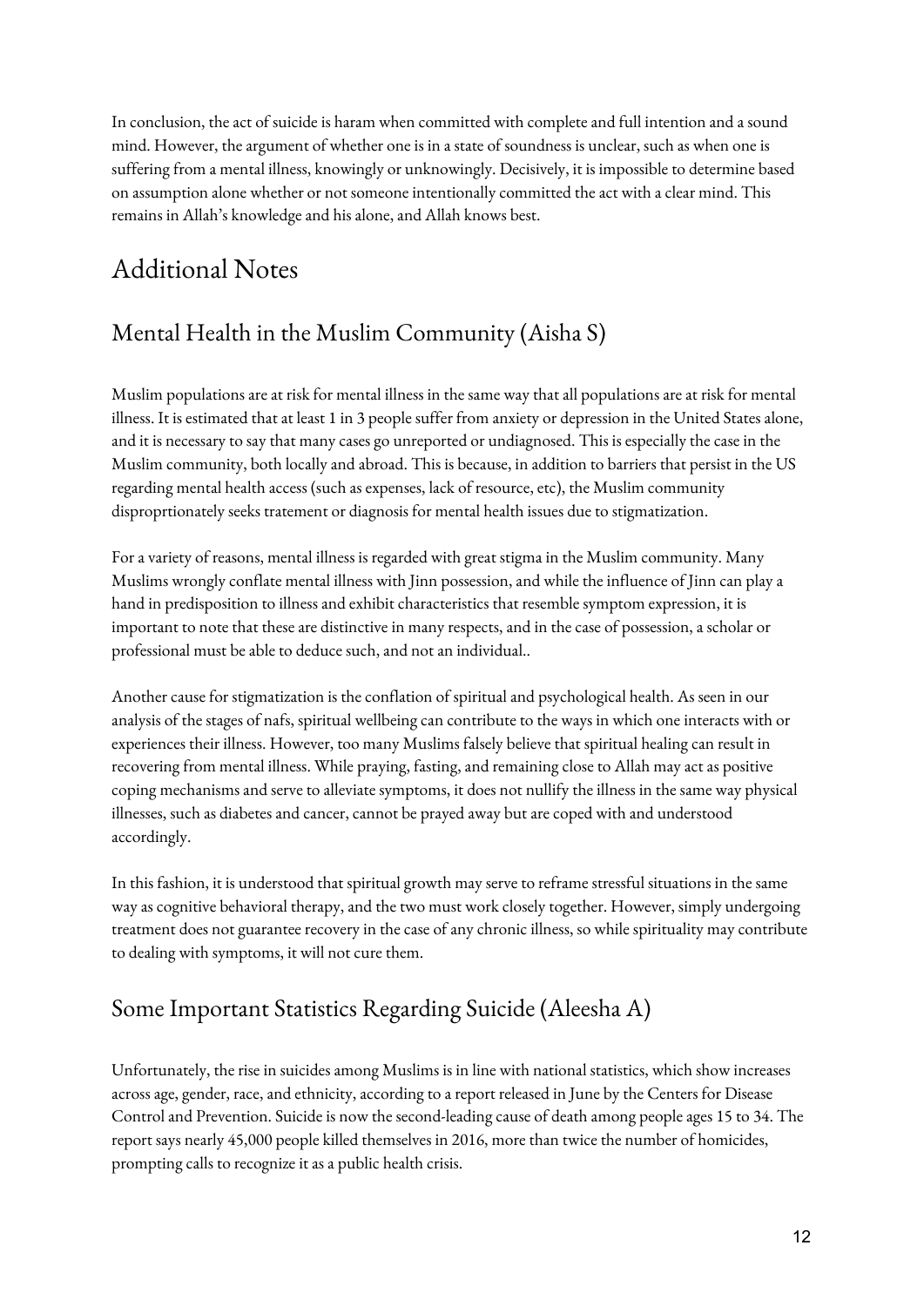In conclusion, the act of suicide is haram when committed with complete and full intention and a sound mind. However, the argument of whether one is in a state of soundness is unclear, such as when one is suffering from a mental illness, knowingly or unknowingly. Decisively, it is impossible to determine based on assumption alone whether or not someone intentionally committed the act with a clear mind. This remains in Allah's knowledge and his alone, and Allah knows best.

# Additional Notes

## Mental Health in the Muslim Community (Aisha S)

Muslim populations are at risk for mental illness in the same way that all populations are at risk for mental illness. It is estimated that at least 1 in 3 people suffer from anxiety or depression in the United States alone, and it is necessary to say that many cases go unreported or undiagnosed. This is especially the case in the Muslim community, both locally and abroad. This is because, in addition to barriers that persist in the US regarding mental health access (such as expenses, lack of resource, etc), the Muslim community disproprtionately seeks tratement or diagnosis for mental health issues due to stigmatization.

For a variety of reasons, mental illness is regarded with great stigma in the Muslim community. Many Muslims wrongly conflate mental illness with Jinn possession, and while the influence of Jinn can play a hand in predisposition to illness and exhibit characteristics that resemble symptom expression, it is important to note that these are distinctive in many respects, and in the case of possession, a scholar or professional must be able to deduce such, and not an individual..

Another cause for stigmatization is the conflation of spiritual and psychological health. As seen in our analysis of the stages of nafs, spiritual wellbeing can contribute to the ways in which one interacts with or experiences their illness. However, too many Muslims falsely believe that spiritual healing can result in recovering from mental illness. While praying, fasting, and remaining close to Allah may act as positive coping mechanisms and serve to alleviate symptoms, it does not nullify the illness in the same way physical illnesses, such as diabetes and cancer, cannot be prayed away but are coped with and understood accordingly.

In this fashion, it is understood that spiritual growth may serve to reframe stressful situations in the same way as cognitive behavioral therapy, and the two must work closely together. However, simply undergoing treatment does not guarantee recovery in the case of any chronic illness, so while spirituality may contribute to dealing with symptoms, it will not cure them.

## Some Important Statistics Regarding Suicide (Aleesha A)

Unfortunately, the rise in suicides among Muslims is in line with national statistics, which show increases across age, gender, race, and ethnicity, according to a report released in June by the Centers for Disease Control and Prevention. Suicide is now the second-leading cause of death among people ages 15 to 34. The report says nearly 45,000 people killed themselves in 2016, more than twice the number of homicides, prompting calls to recognize it as a public health crisis.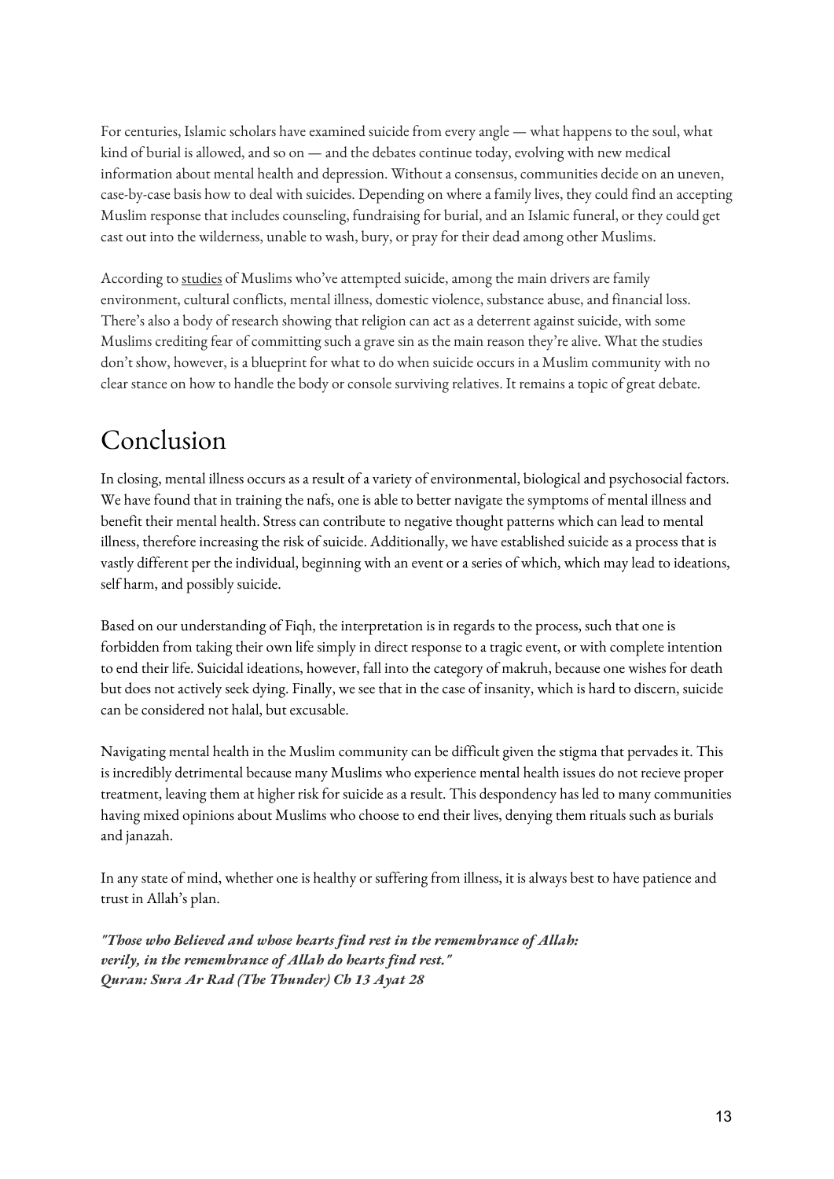For centuries, Islamic scholars have examined suicide from every angle — what happens to the soul, what kind of burial is allowed, and so on — and the debates continue today, evolving with new medical information about mental health and depression. Without a consensus, communities decide on an uneven, case-by-case basis how to deal with suicides. Depending on where a family lives, they could find an accepting Muslim response that includes counseling, fundraising for burial, and an Islamic funeral, or they could get cast out into the wilderness, unable to wash, bury, or pray for their dead among other Muslims.

According to studies of Muslims who've attempted suicide, among the main drivers are family environment, cultural conflicts, mental illness, domestic violence, substance abuse, and financial loss. There's also a body of research showing that religion can act as a deterrent against suicide, with some Muslims crediting fear of committing such a grave sin as the main reason they're alive. What the studies don't show, however, is a blueprint for what to do when suicide occurs in a Muslim community with no clear stance on how to handle the body or console surviving relatives. It remains a topic of great debate.

# Conclusion

In closing, mental illness occurs as a result of a variety of environmental, biological and psychosocial factors. We have found that in training the nafs, one is able to better navigate the symptoms of mental illness and benefit their mental health. Stress can contribute to negative thought patterns which can lead to mental illness, therefore increasing the risk of suicide. Additionally, we have established suicide as a process that is vastly different per the individual, beginning with an event or a series of which, which may lead to ideations, self harm, and possibly suicide.

Based on our understanding of Fiqh, the interpretation is in regards to the process, such that one is forbidden from taking their own life simply in direct response to a tragic event, or with complete intention to end their life. Suicidal ideations, however, fall into the category of makruh, because one wishes for death but does not actively seek dying. Finally, we see that in the case of insanity, which is hard to discern, suicide can be considered not halal, but excusable.

Navigating mental health in the Muslim community can be difficult given the stigma that pervades it. This is incredibly detrimental because many Muslims who experience mental health issues do not recieve proper treatment, leaving them at higher risk for suicide as a result. This despondency has led to many communities having mixed opinions about Muslims who choose to end their lives, denying them rituals such as burials and janazah.

In any state of mind, whether one is healthy or suffering from illness, it is always best to have patience and trust in Allah's plan.

***"Those who Believed and whose hearts find rest in the remembrance of Allah:***
***verily, in the remembrance of Allah do hearts find rest."***
***Quran: Sura Ar Rad (The Thunder) Ch 13 Ayat 28***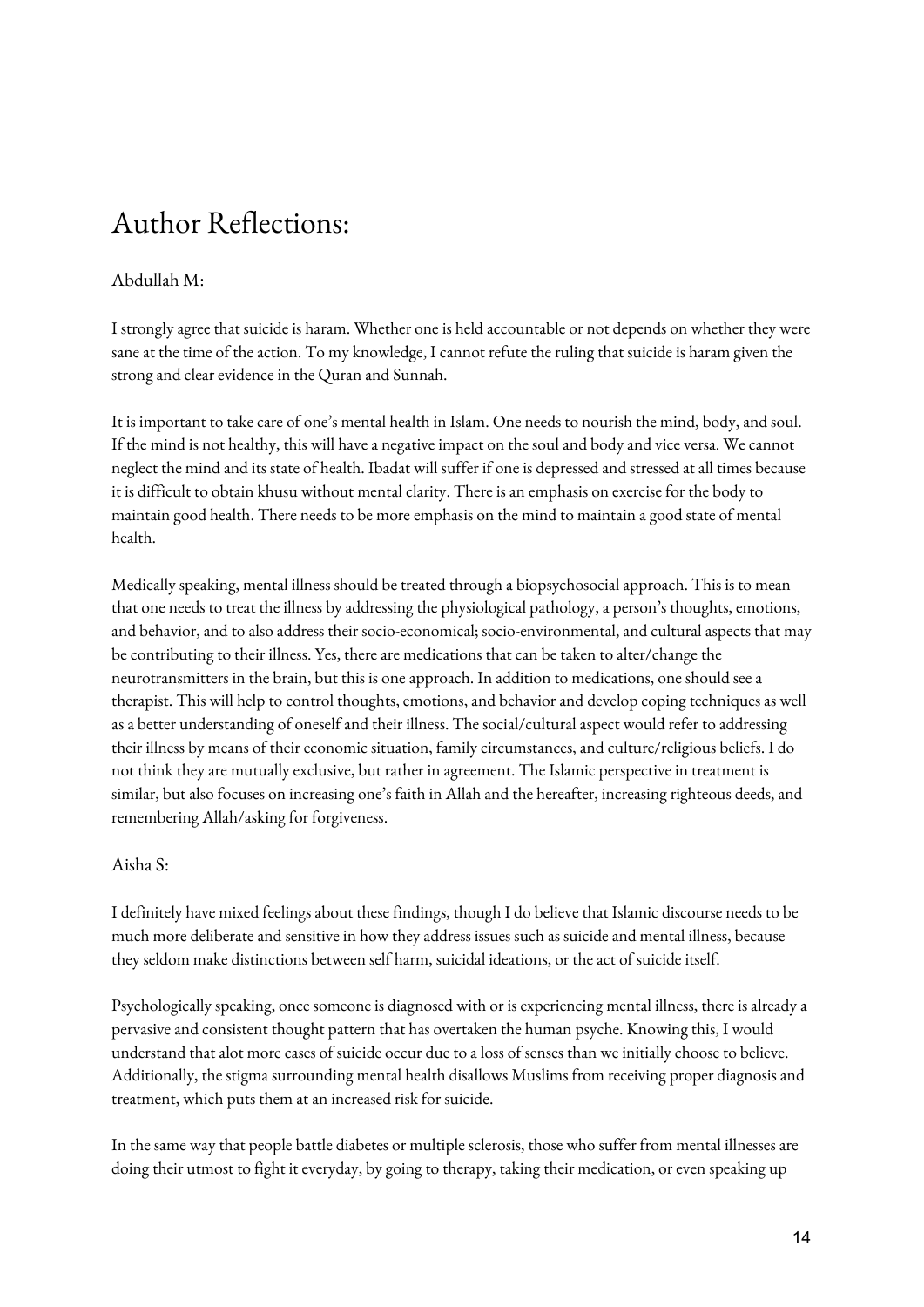# Author Reflections:

Abdullah M:

I strongly agree that suicide is haram. Whether one is held accountable or not depends on whether they were sane at the time of the action. To my knowledge, I cannot refute the ruling that suicide is haram given the strong and clear evidence in the Quran and Sunnah.

It is important to take care of one's mental health in Islam. One needs to nourish the mind, body, and soul. If the mind is not healthy, this will have a negative impact on the soul and body and vice versa. We cannot neglect the mind and its state of health. Ibadat will suffer if one is depressed and stressed at all times because it is difficult to obtain khusu without mental clarity. There is an emphasis on exercise for the body to maintain good health. There needs to be more emphasis on the mind to maintain a good state of mental health.

Medically speaking, mental illness should be treated through a biopsychosocial approach. This is to mean that one needs to treat the illness by addressing the physiological pathology, a person's thoughts, emotions, and behavior, and to also address their socio-economical; socio-environmental, and cultural aspects that may be contributing to their illness. Yes, there are medications that can be taken to alter/change the neurotransmitters in the brain, but this is one approach. In addition to medications, one should see a therapist. This will help to control thoughts, emotions, and behavior and develop coping techniques as well as a better understanding of oneself and their illness. The social/cultural aspect would refer to addressing their illness by means of their economic situation, family circumstances, and culture/religious beliefs. I do not think they are mutually exclusive, but rather in agreement. The Islamic perspective in treatment is similar, but also focuses on increasing one's faith in Allah and the hereafter, increasing righteous deeds, and remembering Allah/asking for forgiveness.

Aisha S:

I definitely have mixed feelings about these findings, though I do believe that Islamic discourse needs to be much more deliberate and sensitive in how they address issues such as suicide and mental illness, because they seldom make distinctions between self harm, suicidal ideations, or the act of suicide itself.

Psychologically speaking, once someone is diagnosed with or is experiencing mental illness, there is already a pervasive and consistent thought pattern that has overtaken the human psyche. Knowing this, I would understand that alot more cases of suicide occur due to a loss of senses than we initially choose to believe. Additionally, the stigma surrounding mental health disallows Muslims from receiving proper diagnosis and treatment, which puts them at an increased risk for suicide.

In the same way that people battle diabetes or multiple sclerosis, those who suffer from mental illnesses are doing their utmost to fight it everyday, by going to therapy, taking their medication, or even speaking up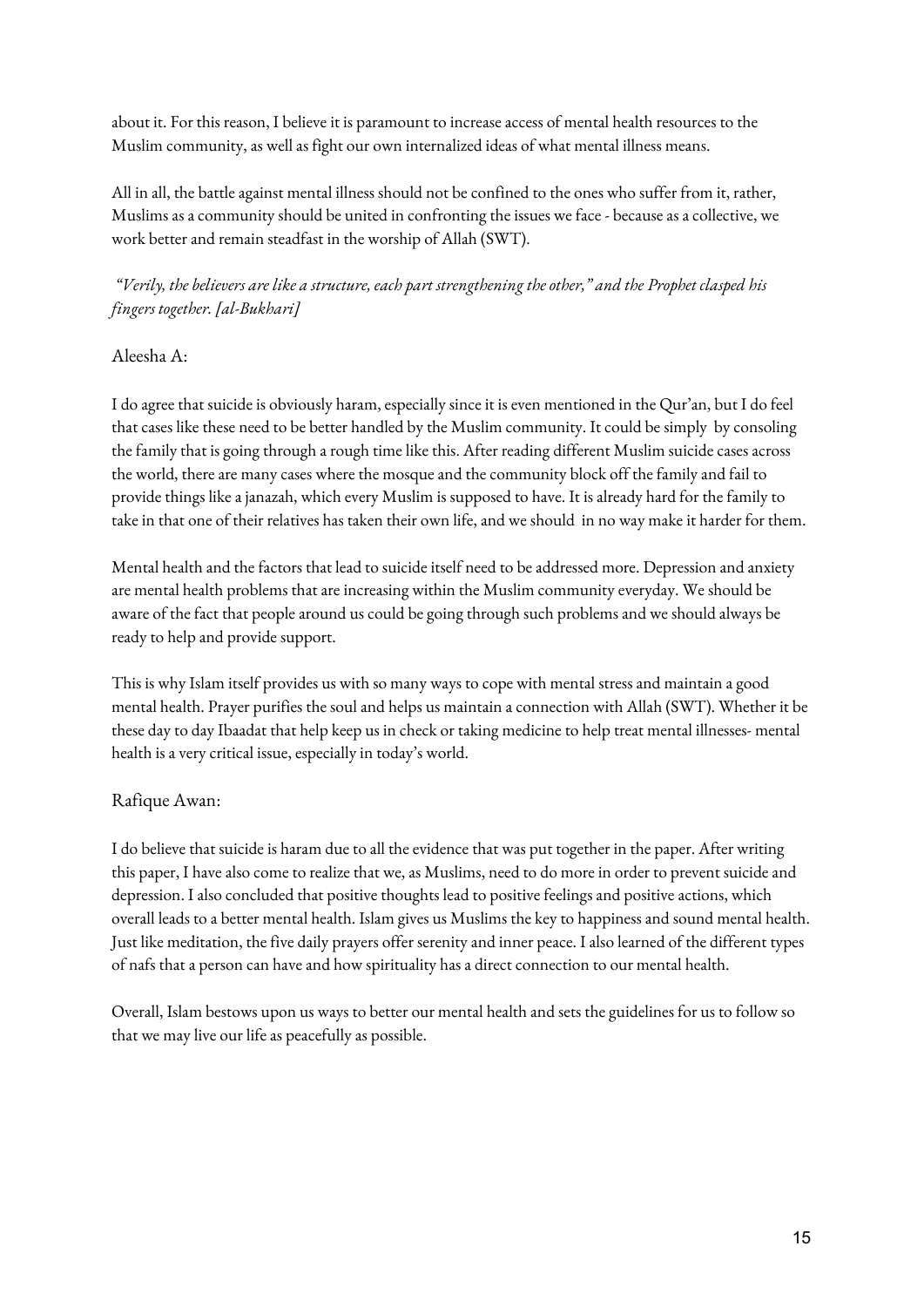about it. For this reason, I believe it is paramount to increase access of mental health resources to the Muslim community, as well as fight our own internalized ideas of what mental illness means.

All in all, the battle against mental illness should not be confined to the ones who suffer from it, rather, Muslims as a community should be united in confronting the issues we face - because as a collective, we work better and remain steadfast in the worship of Allah (SWT).

*"Verily, the believers are like a structure, each part strengthening the other," and the Prophet clasped his fingers together. [al-Bukhari]*

## Aleesha A:

I do agree that suicide is obviously haram, especially since it is even mentioned in the Qur'an, but I do feel that cases like these need to be better handled by the Muslim community. It could be simply by consoling the family that is going through a rough time like this. After reading different Muslim suicide cases across the world, there are many cases where the mosque and the community block off the family and fail to provide things like a janazah, which every Muslim is supposed to have. It is already hard for the family to take in that one of their relatives has taken their own life, and we should in no way make it harder for them.

Mental health and the factors that lead to suicide itself need to be addressed more. Depression and anxiety are mental health problems that are increasing within the Muslim community everyday. We should be aware of the fact that people around us could be going through such problems and we should always be ready to help and provide support.

This is why Islam itself provides us with so many ways to cope with mental stress and maintain a good mental health. Prayer purifies the soul and helps us maintain a connection with Allah (SWT). Whether it be these day to day Ibaadat that help keep us in check or taking medicine to help treat mental illnesses- mental health is a very critical issue, especially in today's world.

## Rafique Awan:

I do believe that suicide is haram due to all the evidence that was put together in the paper. After writing this paper, I have also come to realize that we, as Muslims, need to do more in order to prevent suicide and depression. I also concluded that positive thoughts lead to positive feelings and positive actions, which overall leads to a better mental health. Islam gives us Muslims the key to happiness and sound mental health. Just like meditation, the five daily prayers offer serenity and inner peace. I also learned of the different types of nafs that a person can have and how spirituality has a direct connection to our mental health.

Overall, Islam bestows upon us ways to better our mental health and sets the guidelines for us to follow so that we may live our life as peacefully as possible.